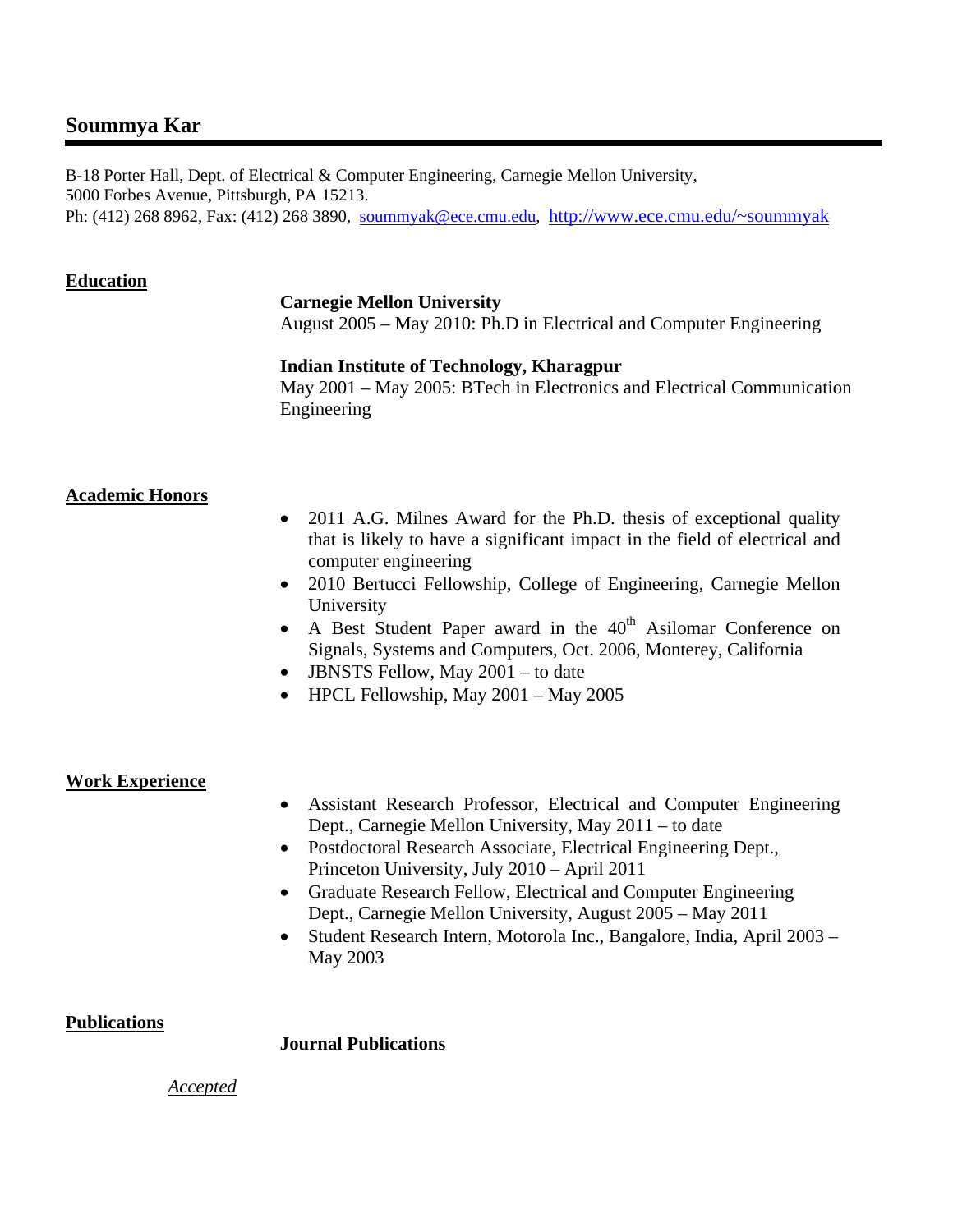# Soummya Kar

B-18 Porter Hall, Dept. of Electrical & Computer Engineering, Carnegie Mellon University,
5000 Forbes Avenue, Pittsburgh, PA 15213.
Ph: (412) 268 8962, Fax: (412) 268 3890, soummyak@ece.cmu.edu, http://www.ece.cmu.edu/~soummyak

## Education

**Carnegie Mellon University**
August 2005 – May 2010: Ph.D in Electrical and Computer Engineering

**Indian Institute of Technology, Kharagpur**
May 2001 – May 2005: BTech in Electronics and Electrical Communication Engineering

## Academic Honors

- 2011 A.G. Milnes Award for the Ph.D. thesis of exceptional quality that is likely to have a significant impact in the field of electrical and computer engineering
- 2010 Bertucci Fellowship, College of Engineering, Carnegie Mellon University
- A Best Student Paper award in the 40th Asilomar Conference on Signals, Systems and Computers, Oct. 2006, Monterey, California
- JBNSTS Fellow, May 2001 – to date
- HPCL Fellowship, May 2001 – May 2005

## Work Experience

- Assistant Research Professor, Electrical and Computer Engineering Dept., Carnegie Mellon University, May 2011 – to date
- Postdoctoral Research Associate, Electrical Engineering Dept., Princeton University, July 2010 – April 2011
- Graduate Research Fellow, Electrical and Computer Engineering Dept., Carnegie Mellon University, August 2005 – May 2011
- Student Research Intern, Motorola Inc., Bangalore, India, April 2003 – May 2003

## Publications

### Journal Publications

*Accepted*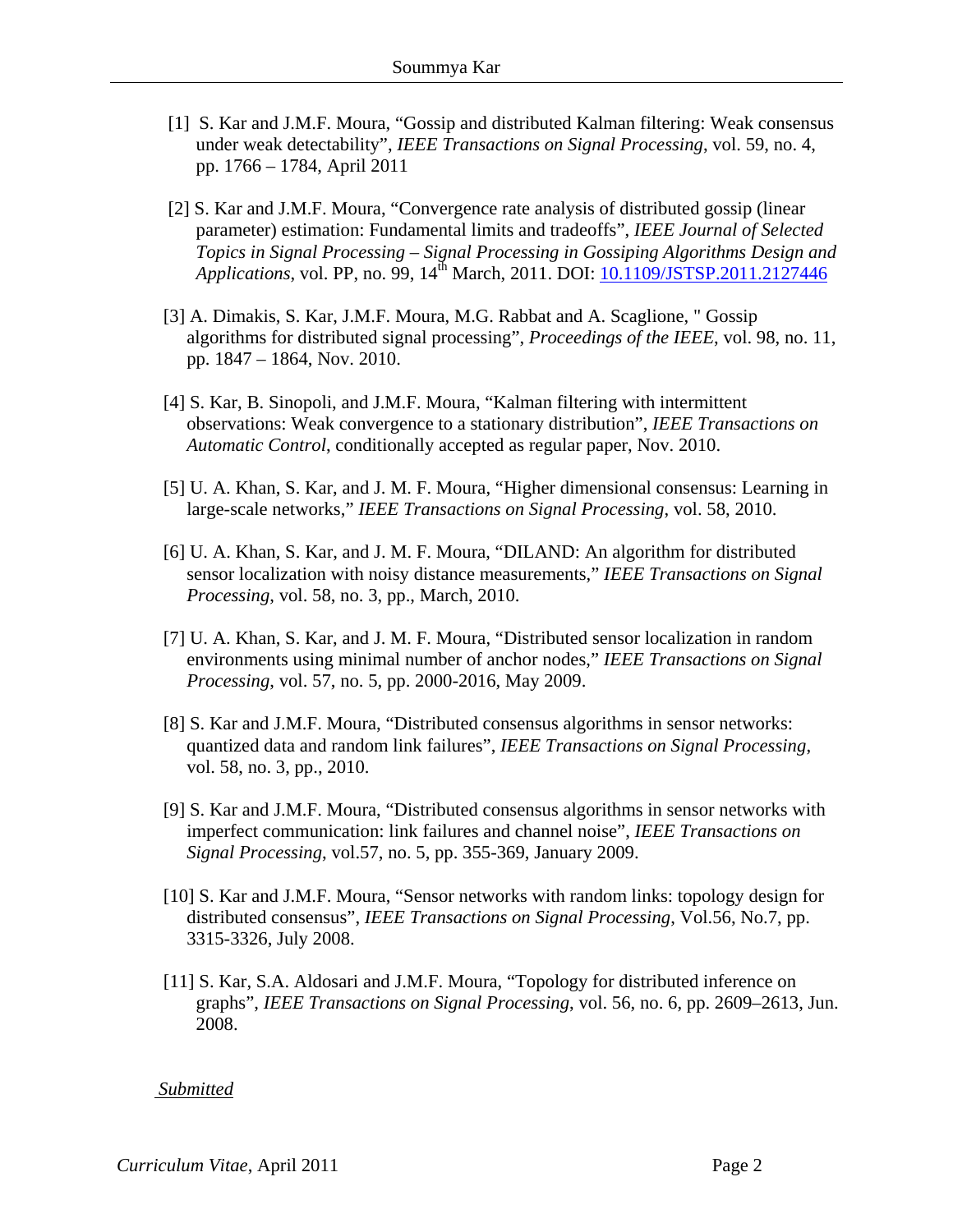[1] S. Kar and J.M.F. Moura, "Gossip and distributed Kalman filtering: Weak consensus under weak detectability", *IEEE Transactions on Signal Processing*, vol. 59, no. 4, pp. 1766 – 1784, April 2011

[2] S. Kar and J.M.F. Moura, "Convergence rate analysis of distributed gossip (linear parameter) estimation: Fundamental limits and tradeoffs", *IEEE Journal of Selected Topics in Signal Processing – Signal Processing in Gossiping Algorithms Design and Applications*, vol. PP, no. 99, 14th March, 2011. DOI: [10.1109/JSTSP.2011.2127446](10.1109/JSTSP.2011.2127446)

[3] A. Dimakis, S. Kar, J.M.F. Moura, M.G. Rabbat and A. Scaglione, " Gossip algorithms for distributed signal processing", *Proceedings of the IEEE*, vol. 98, no. 11, pp. 1847 – 1864, Nov. 2010.

[4] S. Kar, B. Sinopoli, and J.M.F. Moura, "Kalman filtering with intermittent observations: Weak convergence to a stationary distribution", *IEEE Transactions on Automatic Control*, conditionally accepted as regular paper, Nov. 2010.

[5] U. A. Khan, S. Kar, and J. M. F. Moura, "Higher dimensional consensus: Learning in large-scale networks," *IEEE Transactions on Signal Processing*, vol. 58, 2010.

[6] U. A. Khan, S. Kar, and J. M. F. Moura, "DILAND: An algorithm for distributed sensor localization with noisy distance measurements," *IEEE Transactions on Signal Processing*, vol. 58, no. 3, pp., March, 2010.

[7] U. A. Khan, S. Kar, and J. M. F. Moura, "Distributed sensor localization in random environments using minimal number of anchor nodes," *IEEE Transactions on Signal Processing*, vol. 57, no. 5, pp. 2000-2016, May 2009.

[8] S. Kar and J.M.F. Moura, "Distributed consensus algorithms in sensor networks: quantized data and random link failures", *IEEE Transactions on Signal Processing*, vol. 58, no. 3, pp., 2010.

[9] S. Kar and J.M.F. Moura, "Distributed consensus algorithms in sensor networks with imperfect communication: link failures and channel noise", *IEEE Transactions on Signal Processing*, vol.57, no. 5, pp. 355-369, January 2009.

[10] S. Kar and J.M.F. Moura, "Sensor networks with random links: topology design for distributed consensus", *IEEE Transactions on Signal Processing*, Vol.56, No.7, pp. 3315-3326, July 2008.

[11] S. Kar, S.A. Aldosari and J.M.F. Moura, "Topology for distributed inference on graphs", *IEEE Transactions on Signal Processing*, vol. 56, no. 6, pp. 2609–2613, Jun. 2008.

*Submitted*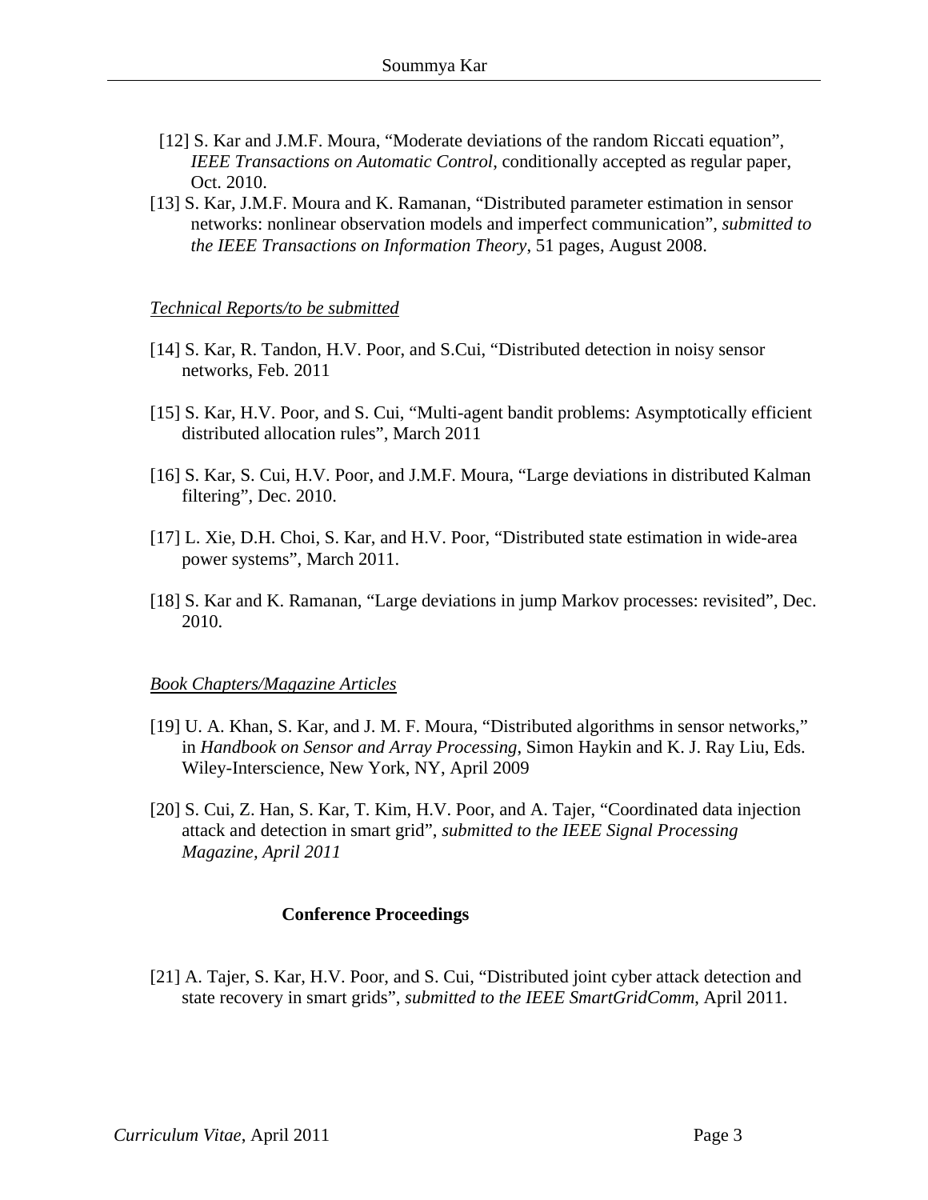[12] S. Kar and J.M.F. Moura, "Moderate deviations of the random Riccati equation", *IEEE Transactions on Automatic Control*, conditionally accepted as regular paper, Oct. 2010.

[13] S. Kar, J.M.F. Moura and K. Ramanan, "Distributed parameter estimation in sensor networks: nonlinear observation models and imperfect communication", *submitted to the IEEE Transactions on Information Theory*, 51 pages, August 2008.

*Technical Reports/to be submitted*

[14] S. Kar, R. Tandon, H.V. Poor, and S.Cui, "Distributed detection in noisy sensor networks, Feb. 2011

[15] S. Kar, H.V. Poor, and S. Cui, "Multi-agent bandit problems: Asymptotically efficient distributed allocation rules", March 2011

[16] S. Kar, S. Cui, H.V. Poor, and J.M.F. Moura, "Large deviations in distributed Kalman filtering", Dec. 2010.

[17] L. Xie, D.H. Choi, S. Kar, and H.V. Poor, "Distributed state estimation in wide-area power systems", March 2011.

[18] S. Kar and K. Ramanan, "Large deviations in jump Markov processes: revisited", Dec. 2010.

*Book Chapters/Magazine Articles*

[19] U. A. Khan, S. Kar, and J. M. F. Moura, "Distributed algorithms in sensor networks," in *Handbook on Sensor and Array Processing*, Simon Haykin and K. J. Ray Liu, Eds. Wiley-Interscience, New York, NY, April 2009

[20] S. Cui, Z. Han, S. Kar, T. Kim, H.V. Poor, and A. Tajer, "Coordinated data injection attack and detection in smart grid", *submitted to the IEEE Signal Processing Magazine, April 2011*

## Conference Proceedings

[21] A. Tajer, S. Kar, H.V. Poor, and S. Cui, "Distributed joint cyber attack detection and state recovery in smart grids", *submitted to the IEEE SmartGridComm*, April 2011.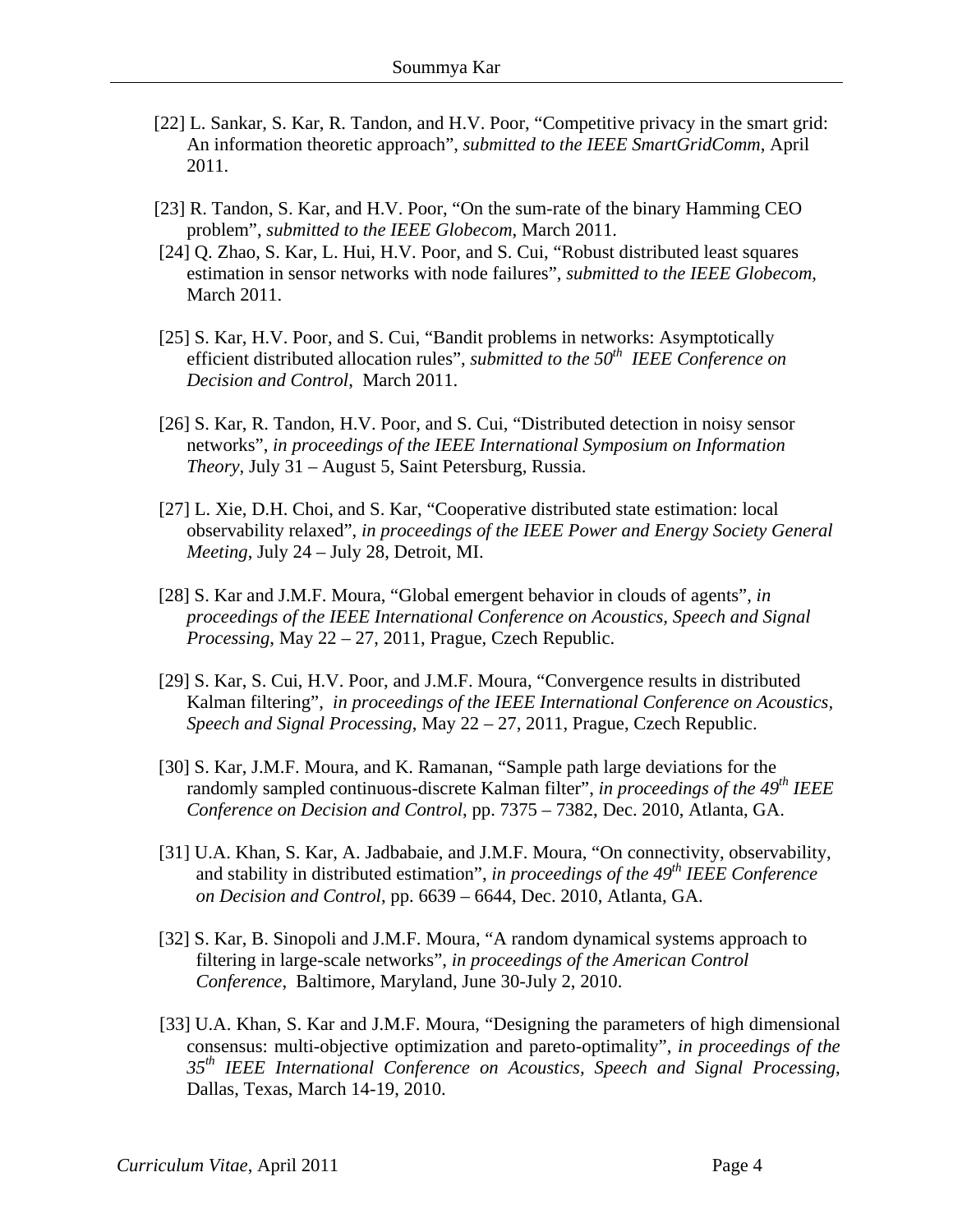[22] L. Sankar, S. Kar, R. Tandon, and H.V. Poor, "Competitive privacy in the smart grid: An information theoretic approach", *submitted to the IEEE SmartGridComm*, April 2011.

[23] R. Tandon, S. Kar, and H.V. Poor, "On the sum-rate of the binary Hamming CEO problem", *submitted to the IEEE Globecom*, March 2011.

[24] Q. Zhao, S. Kar, L. Hui, H.V. Poor, and S. Cui, "Robust distributed least squares estimation in sensor networks with node failures", *submitted to the IEEE Globecom*, March 2011.

[25] S. Kar, H.V. Poor, and S. Cui, "Bandit problems in networks: Asymptotically efficient distributed allocation rules", *submitted to the 50th IEEE Conference on Decision and Control*, March 2011.

[26] S. Kar, R. Tandon, H.V. Poor, and S. Cui, "Distributed detection in noisy sensor networks", *in proceedings of the IEEE International Symposium on Information Theory*, July 31 – August 5, Saint Petersburg, Russia.

[27] L. Xie, D.H. Choi, and S. Kar, "Cooperative distributed state estimation: local observability relaxed", *in proceedings of the IEEE Power and Energy Society General Meeting*, July 24 – July 28, Detroit, MI.

[28] S. Kar and J.M.F. Moura, "Global emergent behavior in clouds of agents", *in proceedings of the IEEE International Conference on Acoustics, Speech and Signal Processing*, May 22 – 27, 2011, Prague, Czech Republic.

[29] S. Kar, S. Cui, H.V. Poor, and J.M.F. Moura, "Convergence results in distributed Kalman filtering", *in proceedings of the IEEE International Conference on Acoustics, Speech and Signal Processing*, May 22 – 27, 2011, Prague, Czech Republic.

[30] S. Kar, J.M.F. Moura, and K. Ramanan, "Sample path large deviations for the randomly sampled continuous-discrete Kalman filter", *in proceedings of the 49th IEEE Conference on Decision and Control*, pp. 7375 – 7382, Dec. 2010, Atlanta, GA.

[31] U.A. Khan, S. Kar, A. Jadbabaie, and J.M.F. Moura, "On connectivity, observability, and stability in distributed estimation", *in proceedings of the 49th IEEE Conference on Decision and Control*, pp. 6639 – 6644, Dec. 2010, Atlanta, GA.

[32] S. Kar, B. Sinopoli and J.M.F. Moura, "A random dynamical systems approach to filtering in large-scale networks", *in proceedings of the American Control Conference*, Baltimore, Maryland, June 30-July 2, 2010.

[33] U.A. Khan, S. Kar and J.M.F. Moura, "Designing the parameters of high dimensional consensus: multi-objective optimization and pareto-optimality", *in proceedings of the 35th IEEE International Conference on Acoustics, Speech and Signal Processing*, Dallas, Texas, March 14-19, 2010.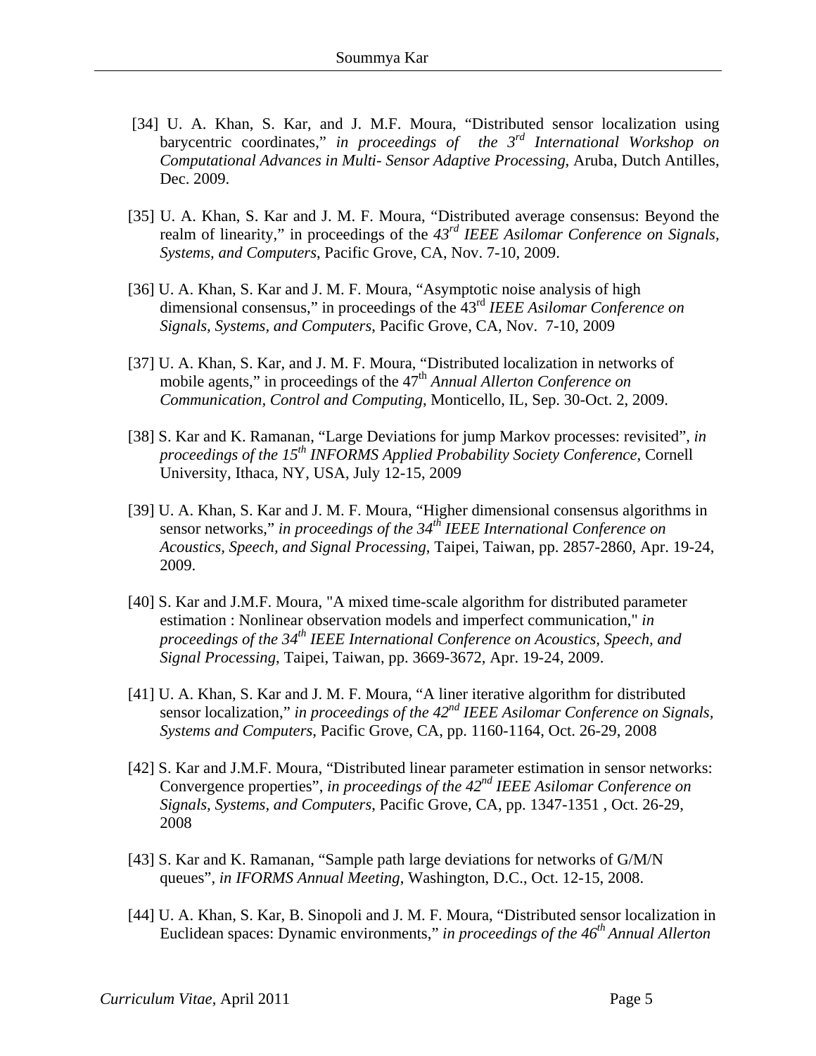[34] U. A. Khan, S. Kar, and J. M.F. Moura, "Distributed sensor localization using barycentric coordinates," *in proceedings of the 3rd International Workshop on Computational Advances in Multi- Sensor Adaptive Processing*, Aruba, Dutch Antilles, Dec. 2009.

[35] U. A. Khan, S. Kar and J. M. F. Moura, "Distributed average consensus: Beyond the realm of linearity," in proceedings of the *43rd IEEE Asilomar Conference on Signals, Systems, and Computers*, Pacific Grove, CA, Nov. 7-10, 2009.

[36] U. A. Khan, S. Kar and J. M. F. Moura, "Asymptotic noise analysis of high dimensional consensus," in proceedings of the 43rd *IEEE Asilomar Conference on Signals, Systems, and Computers*, Pacific Grove, CA, Nov. 7-10, 2009

[37] U. A. Khan, S. Kar, and J. M. F. Moura, "Distributed localization in networks of mobile agents," in proceedings of the 47th *Annual Allerton Conference on Communication, Control and Computing*, Monticello, IL, Sep. 30-Oct. 2, 2009.

[38] S. Kar and K. Ramanan, "Large Deviations for jump Markov processes: revisited", *in proceedings of the 15th INFORMS Applied Probability Society Conference*, Cornell University, Ithaca, NY, USA, July 12-15, 2009

[39] U. A. Khan, S. Kar and J. M. F. Moura, "Higher dimensional consensus algorithms in sensor networks," *in proceedings of the 34th IEEE International Conference on Acoustics, Speech, and Signal Processing*, Taipei, Taiwan, pp. 2857-2860, Apr. 19-24, 2009.

[40] S. Kar and J.M.F. Moura, "A mixed time-scale algorithm for distributed parameter estimation : Nonlinear observation models and imperfect communication," *in proceedings of the 34th IEEE International Conference on Acoustics, Speech, and Signal Processing*, Taipei, Taiwan, pp. 3669-3672, Apr. 19-24, 2009.

[41] U. A. Khan, S. Kar and J. M. F. Moura, "A liner iterative algorithm for distributed sensor localization," *in proceedings of the 42nd IEEE Asilomar Conference on Signals, Systems and Computers*, Pacific Grove, CA, pp. 1160-1164, Oct. 26-29, 2008

[42] S. Kar and J.M.F. Moura, "Distributed linear parameter estimation in sensor networks: Convergence properties", *in proceedings of the 42nd IEEE Asilomar Conference on Signals, Systems, and Computers*, Pacific Grove, CA, pp. 1347-1351 , Oct. 26-29, 2008

[43] S. Kar and K. Ramanan, "Sample path large deviations for networks of G/M/N queues", *in IFORMS Annual Meeting*, Washington, D.C., Oct. 12-15, 2008.

[44] U. A. Khan, S. Kar, B. Sinopoli and J. M. F. Moura, "Distributed sensor localization in Euclidean spaces: Dynamic environments," *in proceedings of the 46th Annual Allerton*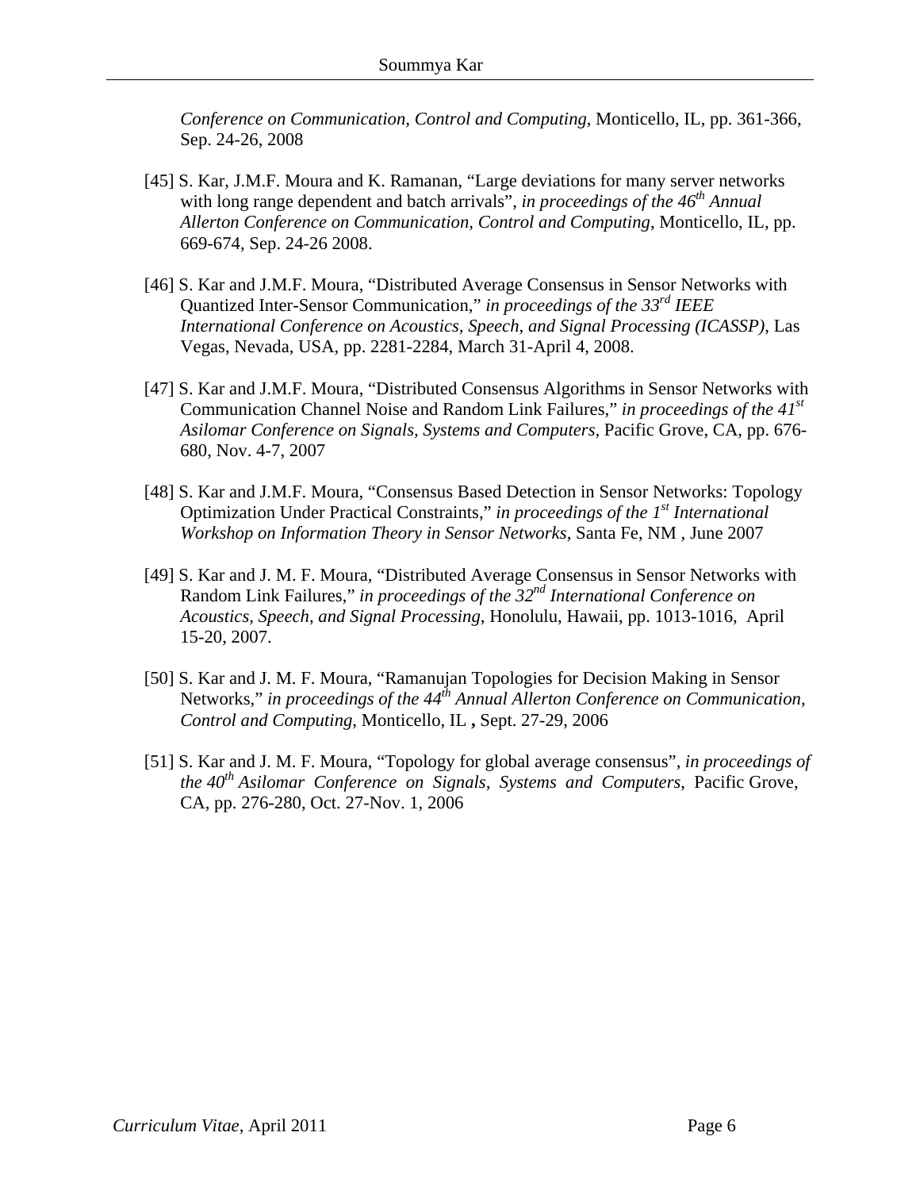*Conference on Communication, Control and Computing*, Monticello, IL, pp. 361-366, Sep. 24-26, 2008

[45] S. Kar, J.M.F. Moura and K. Ramanan, "Large deviations for many server networks with long range dependent and batch arrivals", *in proceedings of the 46th Annual Allerton Conference on Communication, Control and Computing*, Monticello, IL, pp. 669-674, Sep. 24-26 2008.

[46] S. Kar and J.M.F. Moura, "Distributed Average Consensus in Sensor Networks with Quantized Inter-Sensor Communication," *in proceedings of the 33rd IEEE International Conference on Acoustics, Speech, and Signal Processing (ICASSP)*, Las Vegas, Nevada, USA, pp. 2281-2284, March 31-April 4, 2008.

[47] S. Kar and J.M.F. Moura, "Distributed Consensus Algorithms in Sensor Networks with Communication Channel Noise and Random Link Failures," *in proceedings of the 41st Asilomar Conference on Signals, Systems and Computers*, Pacific Grove, CA, pp. 676-680, Nov. 4-7, 2007

[48] S. Kar and J.M.F. Moura, "Consensus Based Detection in Sensor Networks: Topology Optimization Under Practical Constraints," *in proceedings of the 1st International Workshop on Information Theory in Sensor Networks*, Santa Fe, NM , June 2007

[49] S. Kar and J. M. F. Moura, "Distributed Average Consensus in Sensor Networks with Random Link Failures," *in proceedings of the 32nd International Conference on Acoustics, Speech, and Signal Processing*, Honolulu, Hawaii, pp. 1013-1016, April 15-20, 2007.

[50] S. Kar and J. M. F. Moura, "Ramanujan Topologies for Decision Making in Sensor Networks," *in proceedings of the 44th Annual Allerton Conference on Communication, Control and Computing*, Monticello, IL **,** Sept. 27-29, 2006

[51] S. Kar and J. M. F. Moura, "Topology for global average consensus", *in proceedings of the 40th Asilomar Conference on Signals, Systems and Computers*, Pacific Grove, CA, pp. 276-280, Oct. 27-Nov. 1, 2006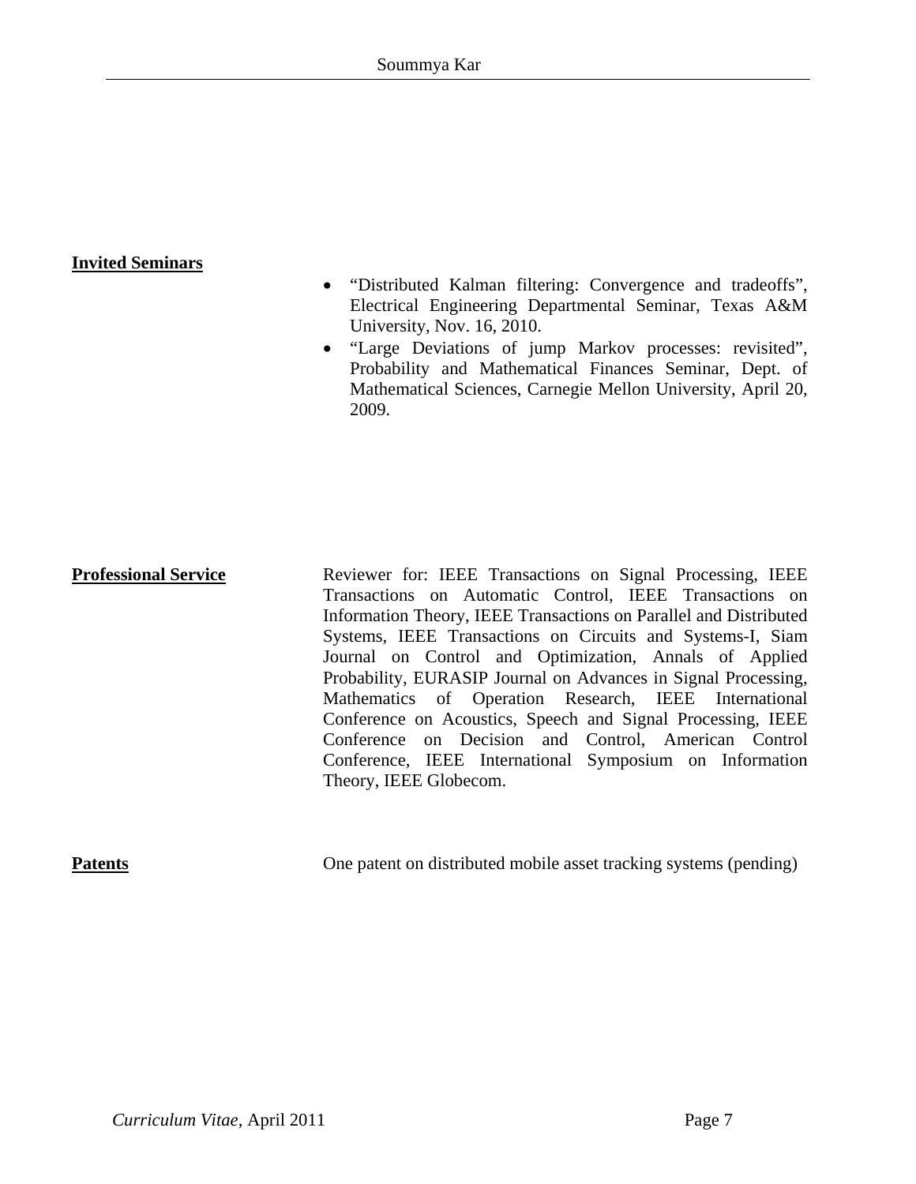**Invited Seminars**

- "Distributed Kalman filtering: Convergence and tradeoffs", Electrical Engineering Departmental Seminar, Texas A&M University, Nov. 16, 2010.
- "Large Deviations of jump Markov processes: revisited", Probability and Mathematical Finances Seminar, Dept. of Mathematical Sciences, Carnegie Mellon University, April 20, 2009.

**Professional Service**

Reviewer for: IEEE Transactions on Signal Processing, IEEE Transactions on Automatic Control, IEEE Transactions on Information Theory, IEEE Transactions on Parallel and Distributed Systems, IEEE Transactions on Circuits and Systems-I, Siam Journal on Control and Optimization, Annals of Applied Probability, EURASIP Journal on Advances in Signal Processing, Mathematics of Operation Research, IEEE International Conference on Acoustics, Speech and Signal Processing, IEEE Conference on Decision and Control, American Control Conference, IEEE International Symposium on Information Theory, IEEE Globecom.

**Patents**

One patent on distributed mobile asset tracking systems (pending)